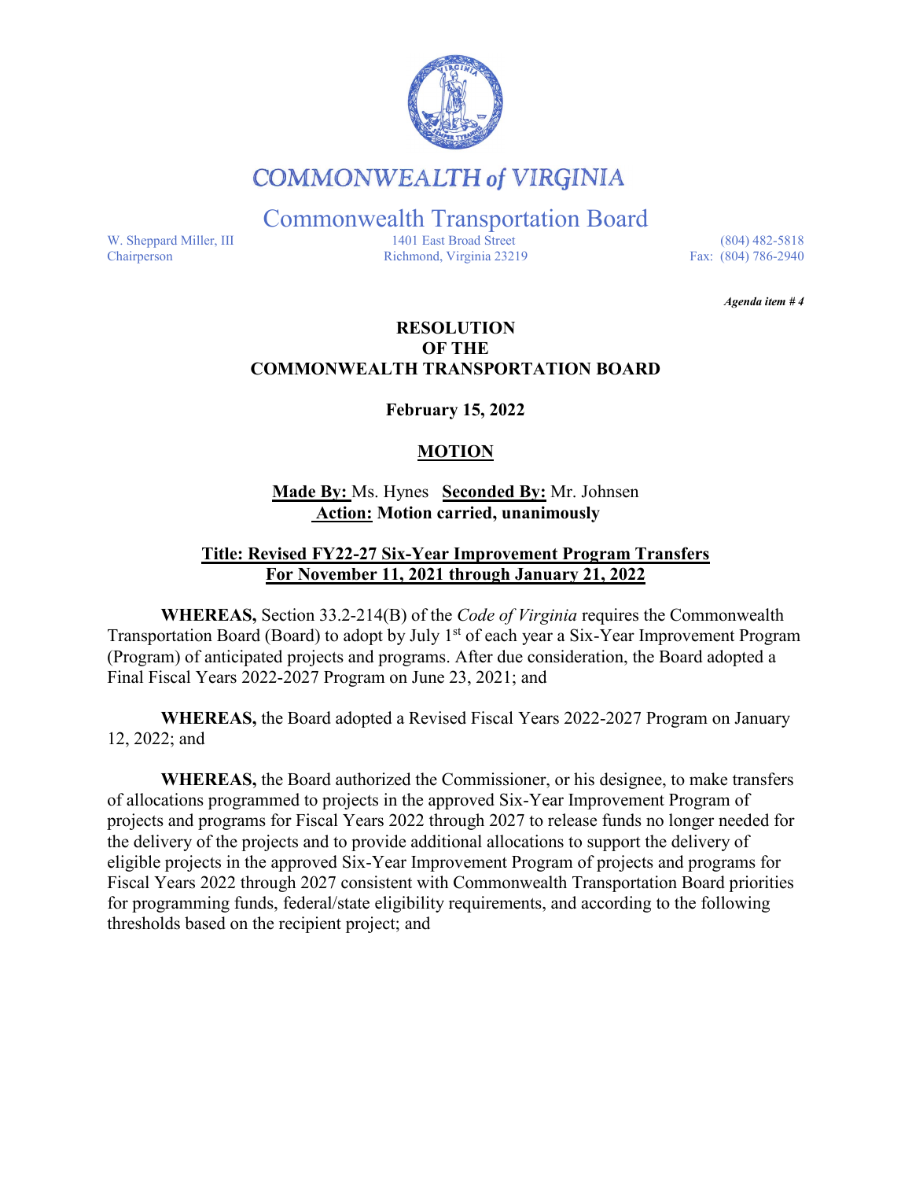# COMMONWEALTH of VIRGINIA

## Commonwealth Transportation Board

W. Sheppard Miller, III
Chairperson

1401 East Broad Street
Richmond, Virginia 23219

(804) 482-5818
Fax: (804) 786-2940

***Agenda item # 4***

**RESOLUTION**
**OF THE**
**COMMONWEALTH TRANSPORTATION BOARD**

**February 15, 2022**

**MOTION**

**Made By:** Ms. Hynes **Seconded By:** Mr. Johnsen
**Action: Motion carried, unanimously**

**Title: Revised FY22-27 Six-Year Improvement Program Transfers For November 11, 2021 through January 21, 2022**

**WHEREAS,** Section 33.2-214(B) of the *Code of Virginia* requires the Commonwealth Transportation Board (Board) to adopt by July 1st of each year a Six-Year Improvement Program (Program) of anticipated projects and programs. After due consideration, the Board adopted a Final Fiscal Years 2022-2027 Program on June 23, 2021; and

**WHEREAS,** the Board adopted a Revised Fiscal Years 2022-2027 Program on January 12, 2022; and

**WHEREAS,** the Board authorized the Commissioner, or his designee, to make transfers of allocations programmed to projects in the approved Six-Year Improvement Program of projects and programs for Fiscal Years 2022 through 2027 to release funds no longer needed for the delivery of the projects and to provide additional allocations to support the delivery of eligible projects in the approved Six-Year Improvement Program of projects and programs for Fiscal Years 2022 through 2027 consistent with Commonwealth Transportation Board priorities for programming funds, federal/state eligibility requirements, and according to the following thresholds based on the recipient project; and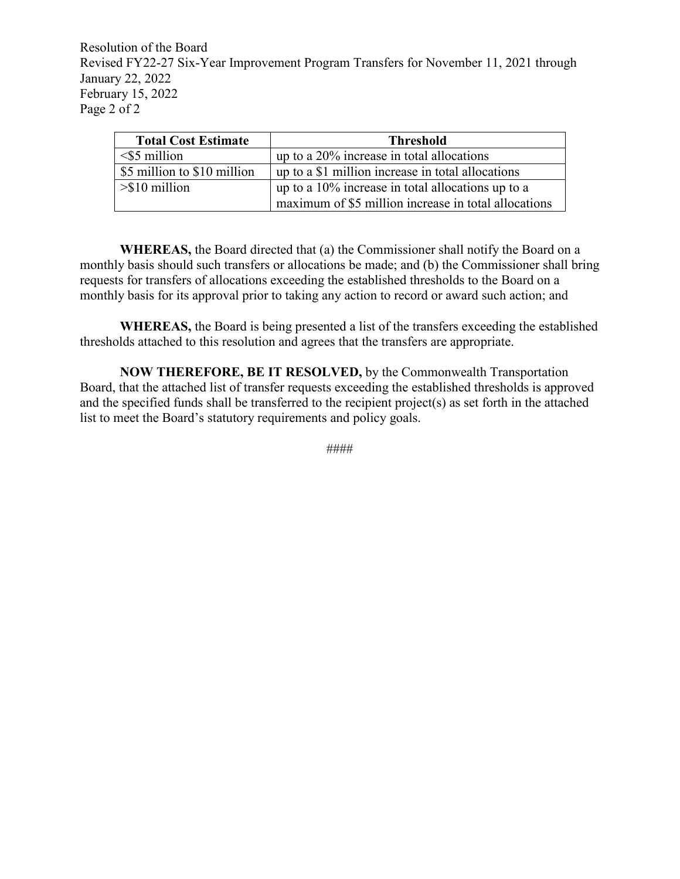| Total Cost Estimate | Threshold |
|---|---|
| <$5 million | up to a 20% increase in total allocations |
| $5 million to $10 million | up to a $1 million increase in total allocations |
| >$10 million | up to a 10% increase in total allocations up to a maximum of $5 million increase in total allocations |

**WHEREAS,** the Board directed that (a) the Commissioner shall notify the Board on a monthly basis should such transfers or allocations be made; and (b) the Commissioner shall bring requests for transfers of allocations exceeding the established thresholds to the Board on a monthly basis for its approval prior to taking any action to record or award such action; and

**WHEREAS,** the Board is being presented a list of the transfers exceeding the established thresholds attached to this resolution and agrees that the transfers are appropriate.

**NOW THEREFORE, BE IT RESOLVED,** by the Commonwealth Transportation Board, that the attached list of transfer requests exceeding the established thresholds is approved and the specified funds shall be transferred to the recipient project(s) as set forth in the attached list to meet the Board's statutory requirements and policy goals.

####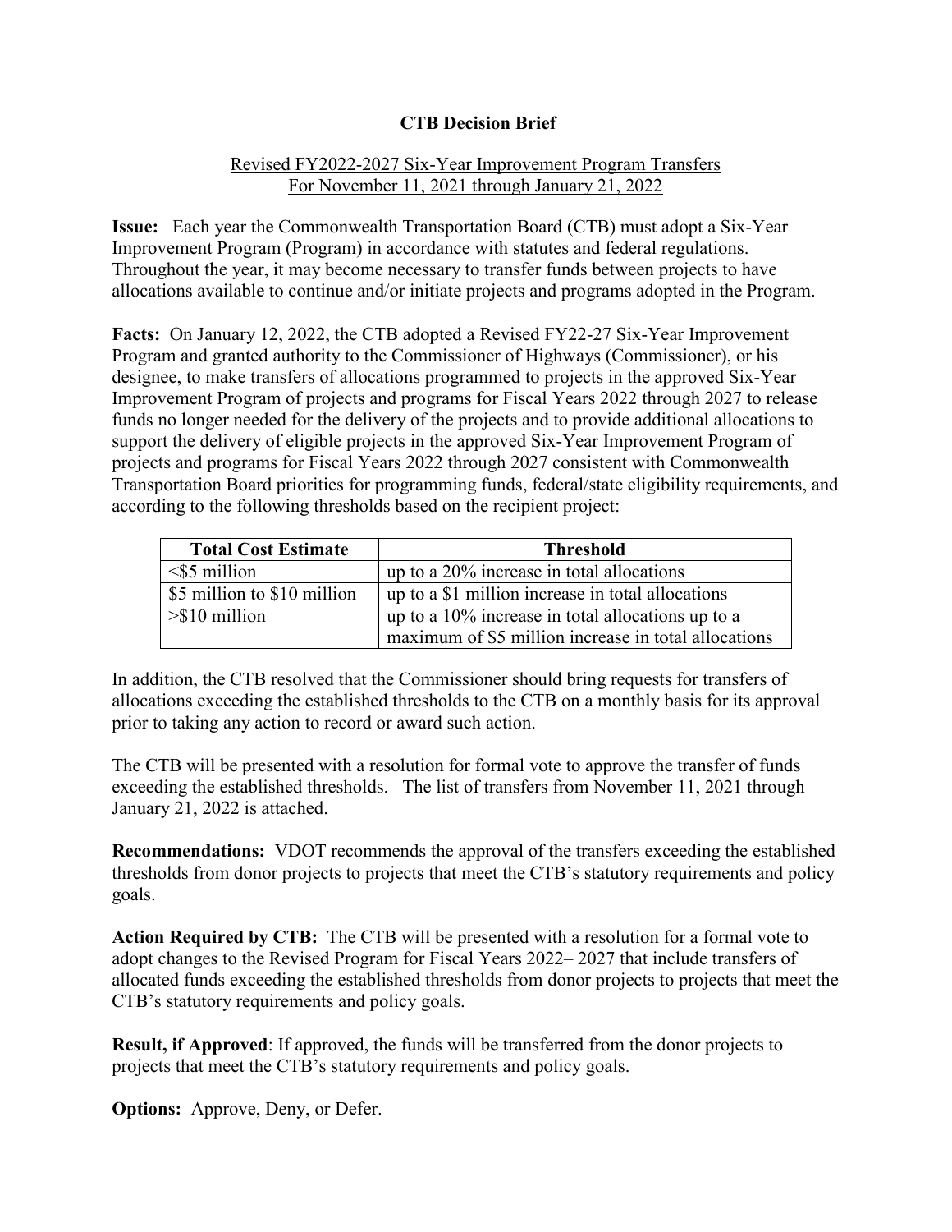**CTB Decision Brief**

Revised FY2022-2027 Six-Year Improvement Program Transfers
For November 11, 2021 through January 21, 2022

**Issue:** Each year the Commonwealth Transportation Board (CTB) must adopt a Six-Year Improvement Program (Program) in accordance with statutes and federal regulations. Throughout the year, it may become necessary to transfer funds between projects to have allocations available to continue and/or initiate projects and programs adopted in the Program.

**Facts:** On January 12, 2022, the CTB adopted a Revised FY22-27 Six-Year Improvement Program and granted authority to the Commissioner of Highways (Commissioner), or his designee, to make transfers of allocations programmed to projects in the approved Six-Year Improvement Program of projects and programs for Fiscal Years 2022 through 2027 to release funds no longer needed for the delivery of the projects and to provide additional allocations to support the delivery of eligible projects in the approved Six-Year Improvement Program of projects and programs for Fiscal Years 2022 through 2027 consistent with Commonwealth Transportation Board priorities for programming funds, federal/state eligibility requirements, and according to the following thresholds based on the recipient project:

| Total Cost Estimate | Threshold |
|---|---|
| <$5 million | up to a 20% increase in total allocations |
| $5 million to $10 million | up to a $1 million increase in total allocations |
| >$10 million | up to a 10% increase in total allocations up to a maximum of $5 million increase in total allocations |

In addition, the CTB resolved that the Commissioner should bring requests for transfers of allocations exceeding the established thresholds to the CTB on a monthly basis for its approval prior to taking any action to record or award such action.

The CTB will be presented with a resolution for formal vote to approve the transfer of funds exceeding the established thresholds. The list of transfers from November 11, 2021 through January 21, 2022 is attached.

**Recommendations:** VDOT recommends the approval of the transfers exceeding the established thresholds from donor projects to projects that meet the CTB's statutory requirements and policy goals.

**Action Required by CTB:** The CTB will be presented with a resolution for a formal vote to adopt changes to the Revised Program for Fiscal Years 2022– 2027 that include transfers of allocated funds exceeding the established thresholds from donor projects to projects that meet the CTB's statutory requirements and policy goals.

**Result, if Approved**: If approved, the funds will be transferred from the donor projects to projects that meet the CTB's statutory requirements and policy goals.

**Options:** Approve, Deny, or Defer.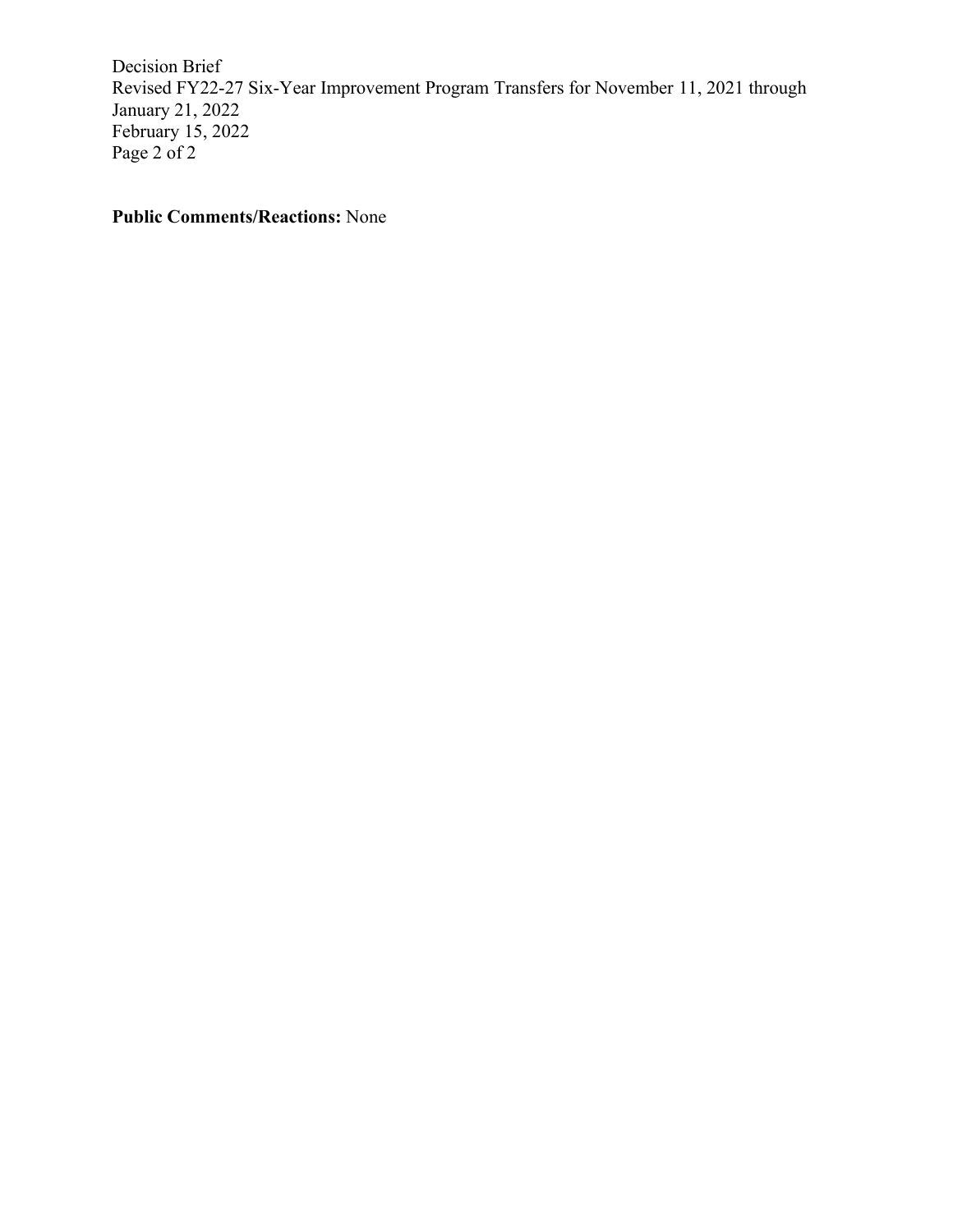**Public Comments/Reactions:** None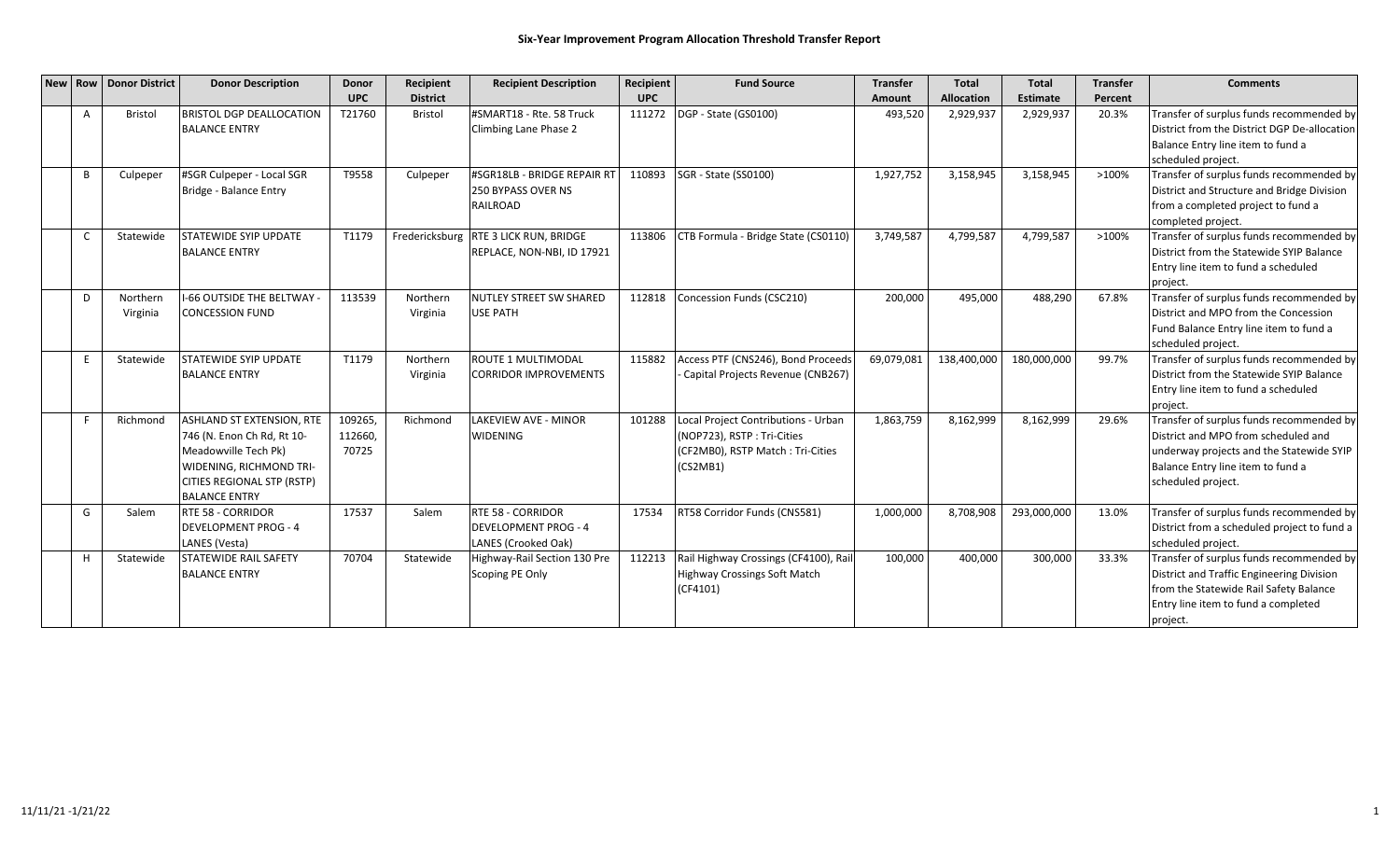# Six-Year Improvement Program Allocation Threshold Transfer Report

| New | Row | Donor District | Donor Description | Donor UPC | Recipient District | Recipient Description | Recipient UPC | Fund Source | Transfer Amount | Total Allocation | Total Estimate | Transfer Percent | Comments |
|---|---|---|---|---|---|---|---|---|---|---|---|---|---|
| | A | Bristol | BRISTOL DGP DEALLOCATION BALANCE ENTRY | T21760 | Bristol | #SMART18 - Rte. 58 Truck Climbing Lane Phase 2 | 111272 | DGP - State (GS0100) | 493,520 | 2,929,937 | 2,929,937 | 20.3% | Transfer of surplus funds recommended by District from the District DGP De-allocation Balance Entry line item to fund a scheduled project. |
| | B | Culpeper | #SGR Culpeper - Local SGR Bridge - Balance Entry | T9558 | Culpeper | #SGR18LB - BRIDGE REPAIR RT 250 BYPASS OVER NS RAILROAD | 110893 | SGR - State (SS0100) | 1,927,752 | 3,158,945 | 3,158,945 | >100% | Transfer of surplus funds recommended by District and Structure and Bridge Division from a completed project to fund a completed project. |
| | C | Statewide | STATEWIDE SYIP UPDATE BALANCE ENTRY | T1179 | Fredericksburg | RTE 3 LICK RUN, BRIDGE REPLACE, NON-NBI, ID 17921 | 113806 | CTB Formula - Bridge State (CS0110) | 3,749,587 | 4,799,587 | 4,799,587 | >100% | Transfer of surplus funds recommended by District from the Statewide SYIP Balance Entry line item to fund a scheduled project. |
| | D | Northern Virginia | I-66 OUTSIDE THE BELTWAY - CONCESSION FUND | 113539 | Northern Virginia | NUTLEY STREET SW SHARED USE PATH | 112818 | Concession Funds (CSC210) | 200,000 | 495,000 | 488,290 | 67.8% | Transfer of surplus funds recommended by District and MPO from the Concession Fund Balance Entry line item to fund a scheduled project. |
| | E | Statewide | STATEWIDE SYIP UPDATE BALANCE ENTRY | T1179 | Northern Virginia | ROUTE 1 MULTIMODAL CORRIDOR IMPROVEMENTS | 115882 | Access PTF (CNS246), Bond Proceeds - Capital Projects Revenue (CNB267) | 69,079,081 | 138,400,000 | 180,000,000 | 99.7% | Transfer of surplus funds recommended by District from the Statewide SYIP Balance Entry line item to fund a scheduled project. |
| | F | Richmond | ASHLAND ST EXTENSION, RTE 746 (N. Enon Ch Rd, Rt 10-Meadowville Tech Pk) WIDENING, RICHMOND TRI-CITIES REGIONAL STP (RSTP) BALANCE ENTRY | 109265, 112660, 70725 | Richmond | LAKEVIEW AVE - MINOR WIDENING | 101288 | Local Project Contributions - Urban (NOP723), RSTP : Tri-Cities (CF2MB0), RSTP Match : Tri-Cities (CS2MB1) | 1,863,759 | 8,162,999 | 8,162,999 | 29.6% | Transfer of surplus funds recommended by District and MPO from scheduled and underway projects and the Statewide SYIP Balance Entry line item to fund a scheduled project. |
| | G | Salem | RTE 58 - CORRIDOR DEVELOPMENT PROG - 4 LANES (Vesta) | 17537 | Salem | RTE 58 - CORRIDOR DEVELOPMENT PROG - 4 LANES (Crooked Oak) | 17534 | RT58 Corridor Funds (CNS581) | 1,000,000 | 8,708,908 | 293,000,000 | 13.0% | Transfer of surplus funds recommended by District from a scheduled project to fund a scheduled project. |
| | H | Statewide | STATEWIDE RAIL SAFETY BALANCE ENTRY | 70704 | Statewide | Highway-Rail Section 130 Pre Scoping PE Only | 112213 | Rail Highway Crossings (CF4100), Rail Highway Crossings Soft Match (CF4101) | 100,000 | 400,000 | 300,000 | 33.3% | Transfer of surplus funds recommended by District and Traffic Engineering Division from the Statewide Rail Safety Balance Entry line item to fund a completed project. |

11/11/21 -1/21/22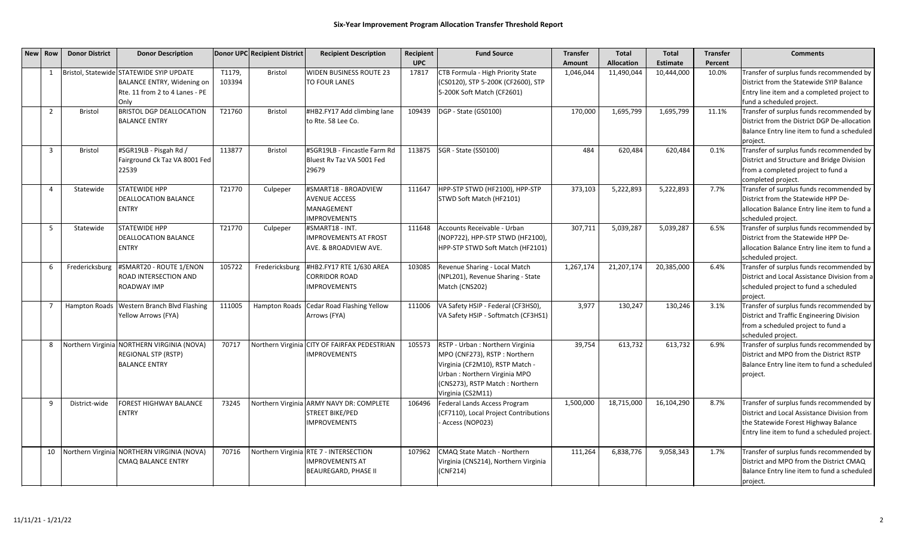# Six-Year Improvement Program Allocation Transfer Threshold Report

| New | Row | Donor District | Donor Description | Donor UPC | Recipient District | Recipient Description | Recipient UPC | Fund Source | Transfer Amount | Total Allocation | Total Estimate | Transfer Percent | Comments |
|---|---|---|---|---|---|---|---|---|---|---|---|---|---|
| | 1 | Bristol, Statewide | STATEWIDE SYIP UPDATE BALANCE ENTRY, Widening on Rte. 11 from 2 to 4 Lanes - PE Only | T1179, 103394 | Bristol | WIDEN BUSINESS ROUTE 23 TO FOUR LANES | 17817 | CTB Formula - High Priority State (CS0120), STP 5-200K (CF2600), STP 5-200K Soft Match (CF2601) | 1,046,044 | 11,490,044 | 10,444,000 | 10.0% | Transfer of surplus funds recommended by District from the Statewide SYIP Balance Entry line item and a completed project to fund a scheduled project. |
| | 2 | Bristol | BRISTOL DGP DEALLOCATION BALANCE ENTRY | T21760 | Bristol | #HB2.FY17 Add climbing lane to Rte. 58 Lee Co. | 109439 | DGP - State (GS0100) | 170,000 | 1,695,799 | 1,695,799 | 11.1% | Transfer of surplus funds recommended by District from the District DGP De-allocation Balance Entry line item to fund a scheduled project. |
| | 3 | Bristol | #SGR19LB - Pisgah Rd / Fairground Ck Taz VA 8001 Fed 22539 | 113877 | Bristol | #SGR19LB - Fincastle Farm Rd Bluest Rv Taz VA 5001 Fed 29679 | 113875 | SGR - State (SS0100) | 484 | 620,484 | 620,484 | 0.1% | Transfer of surplus funds recommended by District and Structure and Bridge Division from a completed project to fund a completed project. |
| | 4 | Statewide | STATEWIDE HPP DEALLOCATION BALANCE ENTRY | T21770 | Culpeper | #SMART18 - BROADVIEW AVENUE ACCESS MANAGEMENT IMPROVEMENTS | 111647 | HPP-STP STWD (HF2100), HPP-STP STWD Soft Match (HF2101) | 373,103 | 5,222,893 | 5,222,893 | 7.7% | Transfer of surplus funds recommended by District from the Statewide HPP De-allocation Balance Entry line item to fund a scheduled project. |
| | 5 | Statewide | STATEWIDE HPP DEALLOCATION BALANCE ENTRY | T21770 | Culpeper | #SMART18 - INT. IMPROVEMENTS AT FROST AVE. & BROADVIEW AVE. | 111648 | Accounts Receivable - Urban (NOP722), HPP-STP STWD (HF2100), HPP-STP STWD Soft Match (HF2101) | 307,711 | 5,039,287 | 5,039,287 | 6.5% | Transfer of surplus funds recommended by District from the Statewide HPP De-allocation Balance Entry line item to fund a scheduled project. |
| | 6 | Fredericksburg | #SMART20 - ROUTE 1/ENON ROAD INTERSECTION AND ROADWAY IMP | 105722 | Fredericksburg | #HB2.FY17 RTE 1/630 AREA CORRIDOR ROAD IMPROVEMENTS | 103085 | Revenue Sharing - Local Match (NPL201), Revenue Sharing - State Match (CNS202) | 1,267,174 | 21,207,174 | 20,385,000 | 6.4% | Transfer of surplus funds recommended by District and Local Assistance Division from a scheduled project to fund a scheduled project. |
| | 7 | Hampton Roads | Western Branch Blvd Flashing Yellow Arrows (FYA) | 111005 | Hampton Roads | Cedar Road Flashing Yellow Arrows (FYA) | 111006 | VA Safety HSIP - Federal (CF3HS0), VA Safety HSIP - Softmatch (CF3HS1) | 3,977 | 130,247 | 130,246 | 3.1% | Transfer of surplus funds recommended by District and Traffic Engineering Division from a scheduled project to fund a scheduled project. |
| | 8 | Northern Virginia | NORTHERN VIRGINIA (NOVA) REGIONAL STP (RSTP) BALANCE ENTRY | 70717 | Northern Virginia | CITY OF FAIRFAX PEDESTRIAN IMPROVEMENTS | 105573 | RSTP - Urban : Northern Virginia MPO (CNF273), RSTP : Northern Virginia (CF2M10), RSTP Match - Urban : Northern Virginia MPO (CNS273), RSTP Match : Northern Virginia (CS2M11) | 39,754 | 613,732 | 613,732 | 6.9% | Transfer of surplus funds recommended by District and MPO from the District RSTP Balance Entry line item to fund a scheduled project. |
| | 9 | District-wide | FOREST HIGHWAY BALANCE ENTRY | 73245 | Northern Virginia | ARMY NAVY DR: COMPLETE STREET BIKE/PED IMPROVEMENTS | 106496 | Federal Lands Access Program (CF7110), Local Project Contributions - Access (NOP023) | 1,500,000 | 18,715,000 | 16,104,290 | 8.7% | Transfer of surplus funds recommended by District and Local Assistance Division from the Statewide Forest Highway Balance Entry line item to fund a scheduled project. |
| | 10 | Northern Virginia | NORTHERN VIRGINIA (NOVA) CMAQ BALANCE ENTRY | 70716 | Northern Virginia | RTE 7 - INTERSECTION IMPROVEMENTS AT BEAUREGARD, PHASE II | 107962 | CMAQ State Match - Northern Virginia (CNS214), Northern Virginia (CNF214) | 111,264 | 6,838,776 | 9,058,343 | 1.7% | Transfer of surplus funds recommended by District and MPO from the District CMAQ Balance Entry line item to fund a scheduled project. |

11/11/21 - 1/21/22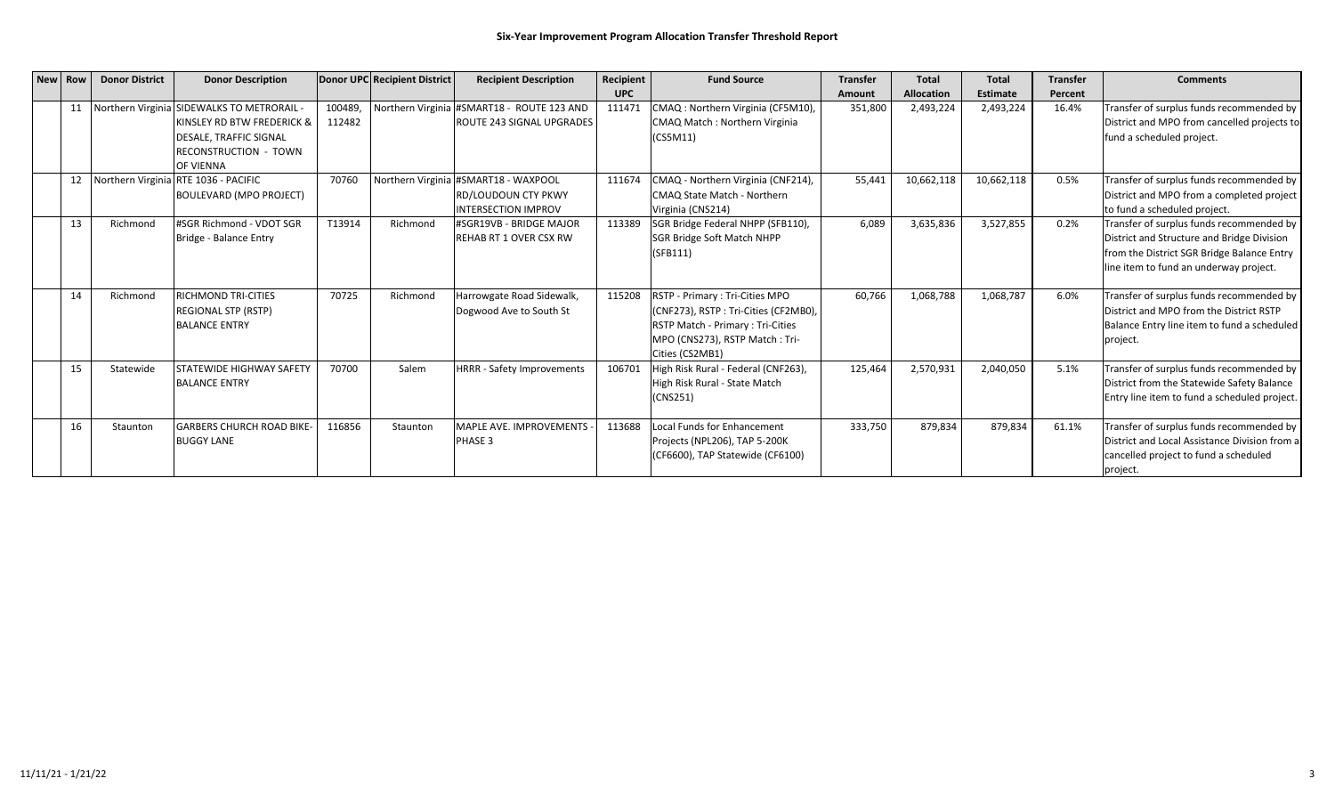# Six-Year Improvement Program Allocation Transfer Threshold Report

| New | Row | Donor District | Donor Description | Donor UPC | Recipient District | Recipient Description | Recipient UPC | Fund Source | Transfer Amount | Total Allocation | Total Estimate | Transfer Percent | Comments |
|---|---|---|---|---|---|---|---|---|---|---|---|---|---|
| | 11 | Northern Virginia | SIDEWALKS TO METRORAIL - KINSLEY RD BTW FREDERICK & DESALE, TRAFFIC SIGNAL RECONSTRUCTION - TOWN OF VIENNA | 100489, 112482 | Northern Virginia | #SMART18 - ROUTE 123 AND ROUTE 243 SIGNAL UPGRADES | 111471 | CMAQ : Northern Virginia (CF5M10), CMAQ Match : Northern Virginia (CS5M11) | 351,800 | 2,493,224 | 2,493,224 | 16.4% | Transfer of surplus funds recommended by District and MPO from cancelled projects to fund a scheduled project. |
| | 12 | Northern Virginia | RTE 1036 - PACIFIC BOULEVARD (MPO PROJECT) | 70760 | Northern Virginia | #SMART18 - WAXPOOL RD/LOUDOUN CTY PKWY INTERSECTION IMPROV | 111674 | CMAQ - Northern Virginia (CNF214), CMAQ State Match - Northern Virginia (CNS214) | 55,441 | 10,662,118 | 10,662,118 | 0.5% | Transfer of surplus funds recommended by District and MPO from a completed project to fund a scheduled project. |
| | 13 | Richmond | #SGR Richmond - VDOT SGR Bridge - Balance Entry | T13914 | Richmond | #SGR19VB - BRIDGE MAJOR REHAB RT 1 OVER CSX RW | 113389 | SGR Bridge Federal NHPP (SFB110), SGR Bridge Soft Match NHPP (SFB111) | 6,089 | 3,635,836 | 3,527,855 | 0.2% | Transfer of surplus funds recommended by District and Structure and Bridge Division from the District SGR Bridge Balance Entry line item to fund an underway project. |
| | 14 | Richmond | RICHMOND TRI-CITIES REGIONAL STP (RSTP) BALANCE ENTRY | 70725 | Richmond | Harrowgate Road Sidewalk, Dogwood Ave to South St | 115208 | RSTP - Primary : Tri-Cities MPO (CNF273), RSTP : Tri-Cities (CF2MB0), RSTP Match - Primary : Tri-Cities MPO (CNS273), RSTP Match : Tri-Cities (CS2MB1) | 60,766 | 1,068,788 | 1,068,787 | 6.0% | Transfer of surplus funds recommended by District and MPO from the District RSTP Balance Entry line item to fund a scheduled project. |
| | 15 | Statewide | STATEWIDE HIGHWAY SAFETY BALANCE ENTRY | 70700 | Salem | HRRR - Safety Improvements | 106701 | High Risk Rural - Federal (CNF263), High Risk Rural - State Match (CNS251) | 125,464 | 2,570,931 | 2,040,050 | 5.1% | Transfer of surplus funds recommended by District from the Statewide Safety Balance Entry line item to fund a scheduled project. |
| | 16 | Staunton | GARBERS CHURCH ROAD BIKE-BUGGY LANE | 116856 | Staunton | MAPLE AVE. IMPROVEMENTS - PHASE 3 | 113688 | Local Funds for Enhancement Projects (NPL206), TAP 5-200K (CF6600), TAP Statewide (CF6100) | 333,750 | 879,834 | 879,834 | 61.1% | Transfer of surplus funds recommended by District and Local Assistance Division from a cancelled project to fund a scheduled project. |

11/11/21 - 1/21/22